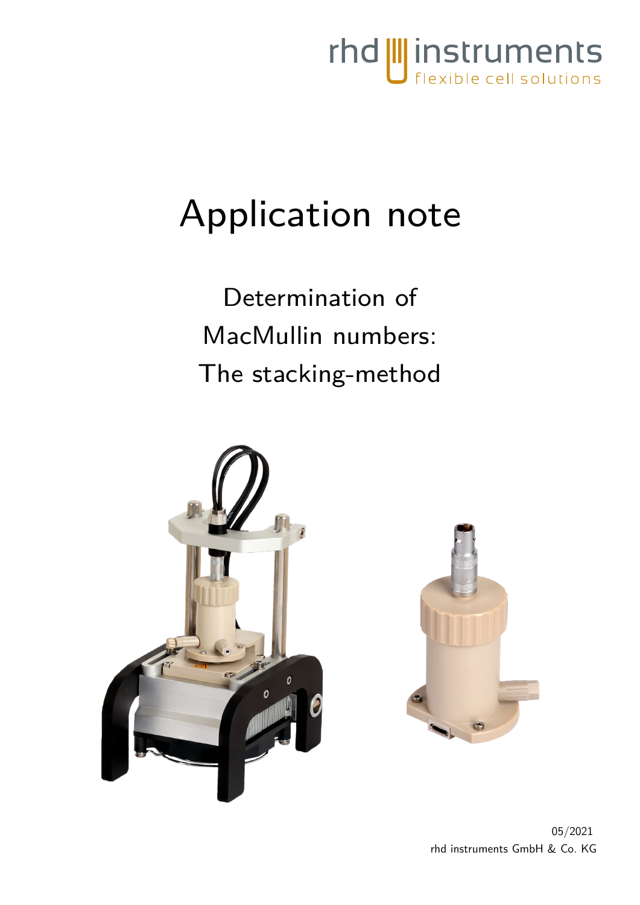rhd instruments
flexible cell solutions

# Application note

## Determination of MacMullin numbers: The stacking-method

05/2021
rhd instruments GmbH & Co. KG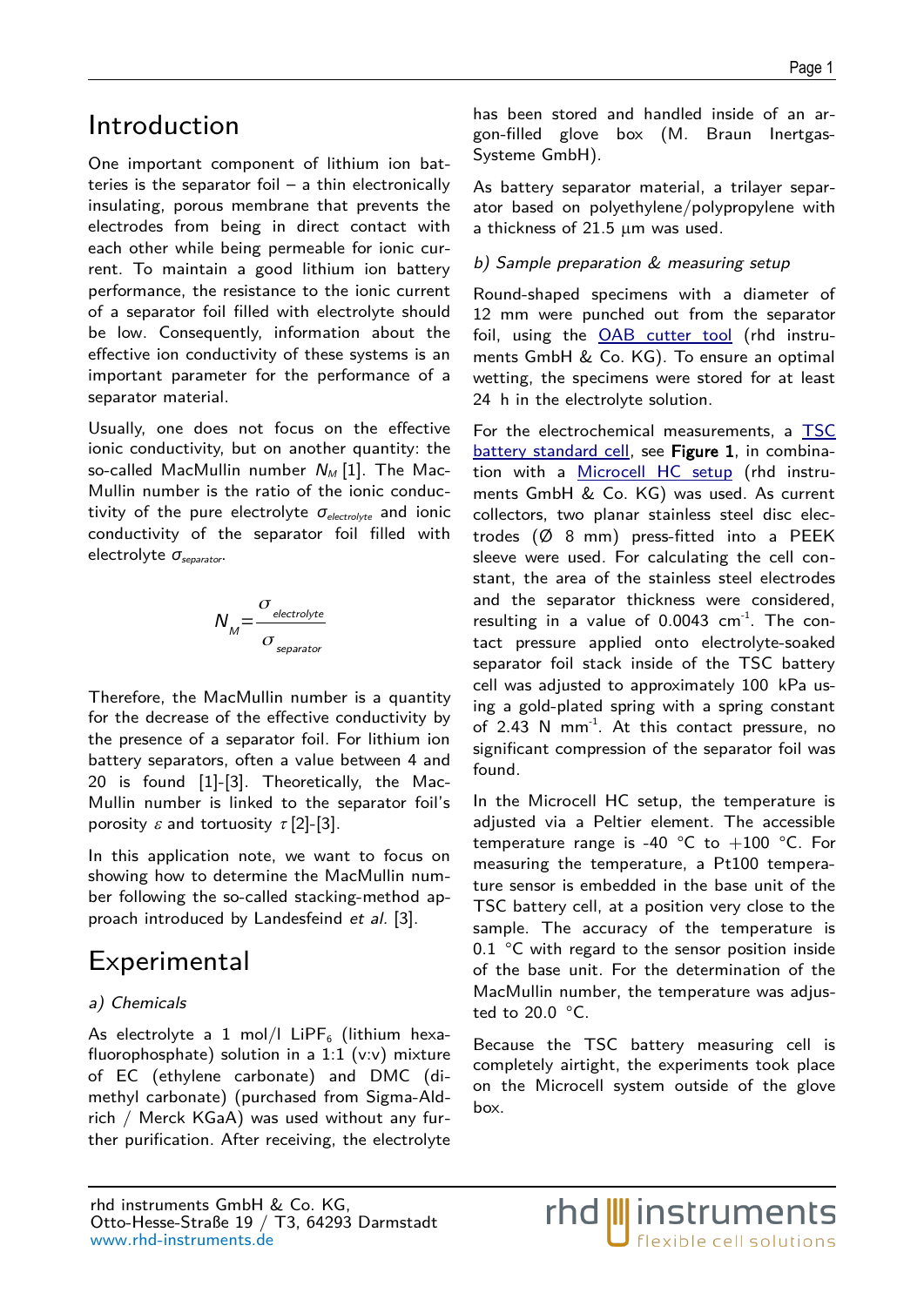# Introduction

One important component of lithium ion batteries is the separator foil – a thin electronically insulating, porous membrane that prevents the electrodes from being in direct contact with each other while being permeable for ionic current. To maintain a good lithium ion battery performance, the resistance to the ionic current of a separator foil filled with electrolyte should be low. Consequently, information about the effective ion conductivity of these systems is an important parameter for the performance of a separator material.

Usually, one does not focus on the effective ionic conductivity, but on another quantity: the so-called MacMullin number $N_M$ [1]. The MacMullin number is the ratio of the ionic conductivity of the pure electrolyte $\sigma_{electrolyte}$ and ionic conductivity of the separator foil filled with electrolyte $\sigma_{separator}$.

$$N_M = \frac{\sigma_{electrolyte}}{\sigma_{separator}}$$

Therefore, the MacMullin number is a quantity for the decrease of the effective conductivity by the presence of a separator foil. For lithium ion battery separators, often a value between 4 and 20 is found [1]-[3]. Theoretically, the MacMullin number is linked to the separator foil's porosity $\varepsilon$ and tortuosity $\tau$ [2]-[3].

In this application note, we want to focus on showing how to determine the MacMullin number following the so-called stacking-method approach introduced by Landesfeind *et al.* [3].

# Experimental

*a) Chemicals*

As electrolyte a 1 mol/l $LiPF_6$ (lithium hexafluorophosphate) solution in a 1:1 (v:v) mixture of EC (ethylene carbonate) and DMC (dimethyl carbonate) (purchased from Sigma-Aldrich / Merck KGaA) was used without any further purification. After receiving, the electrolyte has been stored and handled inside of an argon-filled glove box (M. Braun Inertgas-Systeme GmbH).

As battery separator material, a trilayer separator based on polyethylene/polypropylene with a thickness of 21.5 µm was used.

*b) Sample preparation & measuring setup*

Round-shaped specimens with a diameter of 12 mm were punched out from the separator foil, using the OAB cutter tool (rhd instruments GmbH & Co. KG). To ensure an optimal wetting, the specimens were stored for at least 24 h in the electrolyte solution.

For the electrochemical measurements, a TSC battery standard cell, see **Figure 1**, in combination with a Microcell HC setup (rhd instruments GmbH & Co. KG) was used. As current collectors, two planar stainless steel disc electrodes (Ø 8 mm) press-fitted into a PEEK sleeve were used. For calculating the cell constant, the area of the stainless steel electrodes and the separator thickness were considered, resulting in a value of 0.0043 $cm^{-1}$. The contact pressure applied onto electrolyte-soaked separator foil stack inside of the TSC battery cell was adjusted to approximately 100 kPa using a gold-plated spring with a spring constant of 2.43 N $mm^{-1}$. At this contact pressure, no significant compression of the separator foil was found.

In the Microcell HC setup, the temperature is adjusted via a Peltier element. The accessible temperature range is -40 °C to +100 °C. For measuring the temperature, a Pt100 temperature sensor is embedded in the base unit of the TSC battery cell, at a position very close to the sample. The accuracy of the temperature is 0.1 °C with regard to the sensor position inside of the base unit. For the determination of the MacMullin number, the temperature was adjusted to 20.0 °C.

Because the TSC battery measuring cell is completely airtight, the experiments took place on the Microcell system outside of the glove box.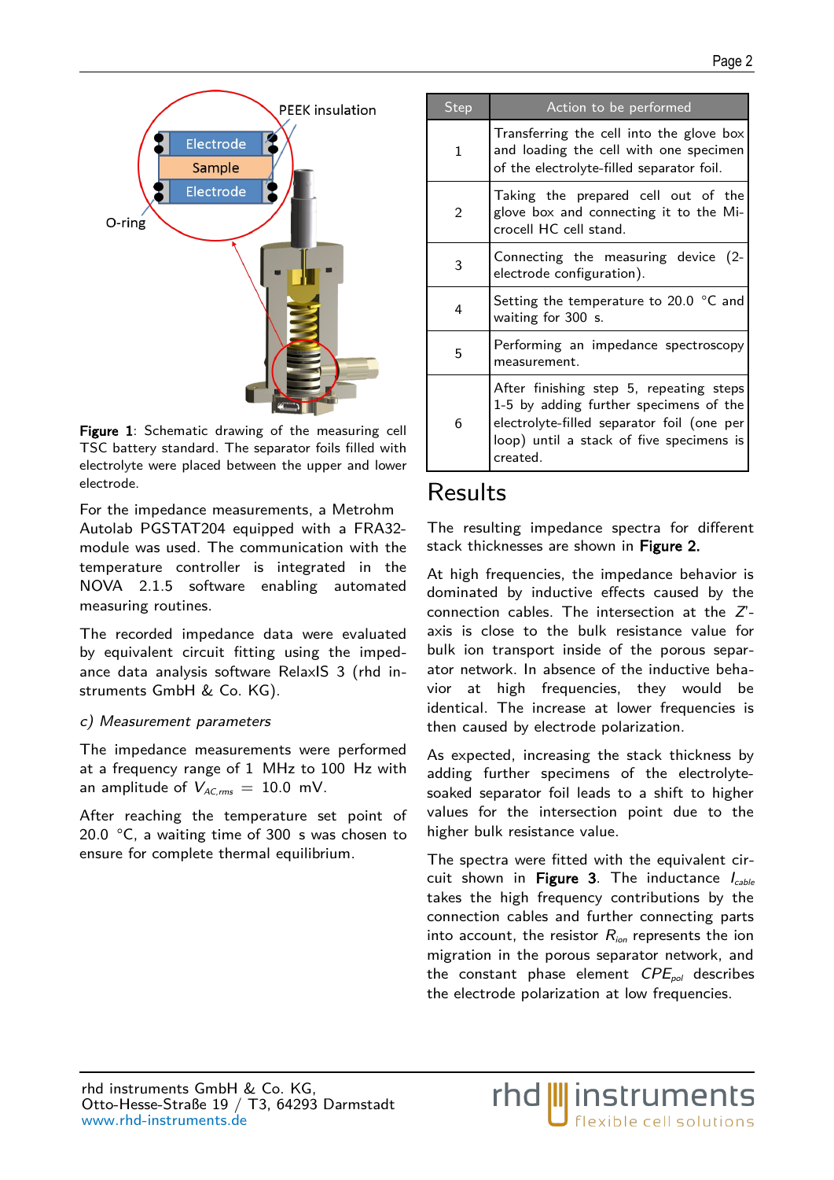**Figure 1**: Schematic drawing of the measuring cell TSC battery standard. The separator foils filled with electrolyte were placed between the upper and lower electrode.

For the impedance measurements, a Metrohm Autolab PGSTAT204 equipped with a FRA32-module was used. The communication with the temperature controller is integrated in the NOVA 2.1.5 software enabling automated measuring routines.

The recorded impedance data were evaluated by equivalent circuit fitting using the impedance data analysis software RelaxIS 3 (rhd instruments GmbH & Co. KG).

*c) Measurement parameters*

The impedance measurements were performed at a frequency range of 1 MHz to 100 Hz with an amplitude of $V_{AC,rms} = 10.0$ mV.

After reaching the temperature set point of 20.0 °C, a waiting time of 300 s was chosen to ensure for complete thermal equilibrium.

| Step | Action to be performed |
|---|---|
| 1 | Transferring the cell into the glove box and loading the cell with one specimen of the electrolyte-filled separator foil. |
| 2 | Taking the prepared cell out of the glove box and connecting it to the Microcell HC cell stand. |
| 3 | Connecting the measuring device (2-electrode configuration). |
| 4 | Setting the temperature to 20.0 °C and waiting for 300 s. |
| 5 | Performing an impedance spectroscopy measurement. |
| 6 | After finishing step 5, repeating steps 1-5 by adding further specimens of the electrolyte-filled separator foil (one per loop) until a stack of five specimens is created. |

# Results

The resulting impedance spectra for different stack thicknesses are shown in **Figure 2.**

At high frequencies, the impedance behavior is dominated by inductive effects caused by the connection cables. The intersection at the *Z'*-axis is close to the bulk resistance value for bulk ion transport inside of the porous separator network. In absence of the inductive behavior at high frequencies, they would be identical. The increase at lower frequencies is then caused by electrode polarization.

As expected, increasing the stack thickness by adding further specimens of the electrolyte-soaked separator foil leads to a shift to higher values for the intersection point due to the higher bulk resistance value.

The spectra were fitted with the equivalent circuit shown in **Figure 3**. The inductance $I_{cable}$ takes the high frequency contributions by the connection cables and further connecting parts into account, the resistor $R_{ion}$ represents the ion migration in the porous separator network, and the constant phase element $CPE_{pol}$ describes the electrode polarization at low frequencies.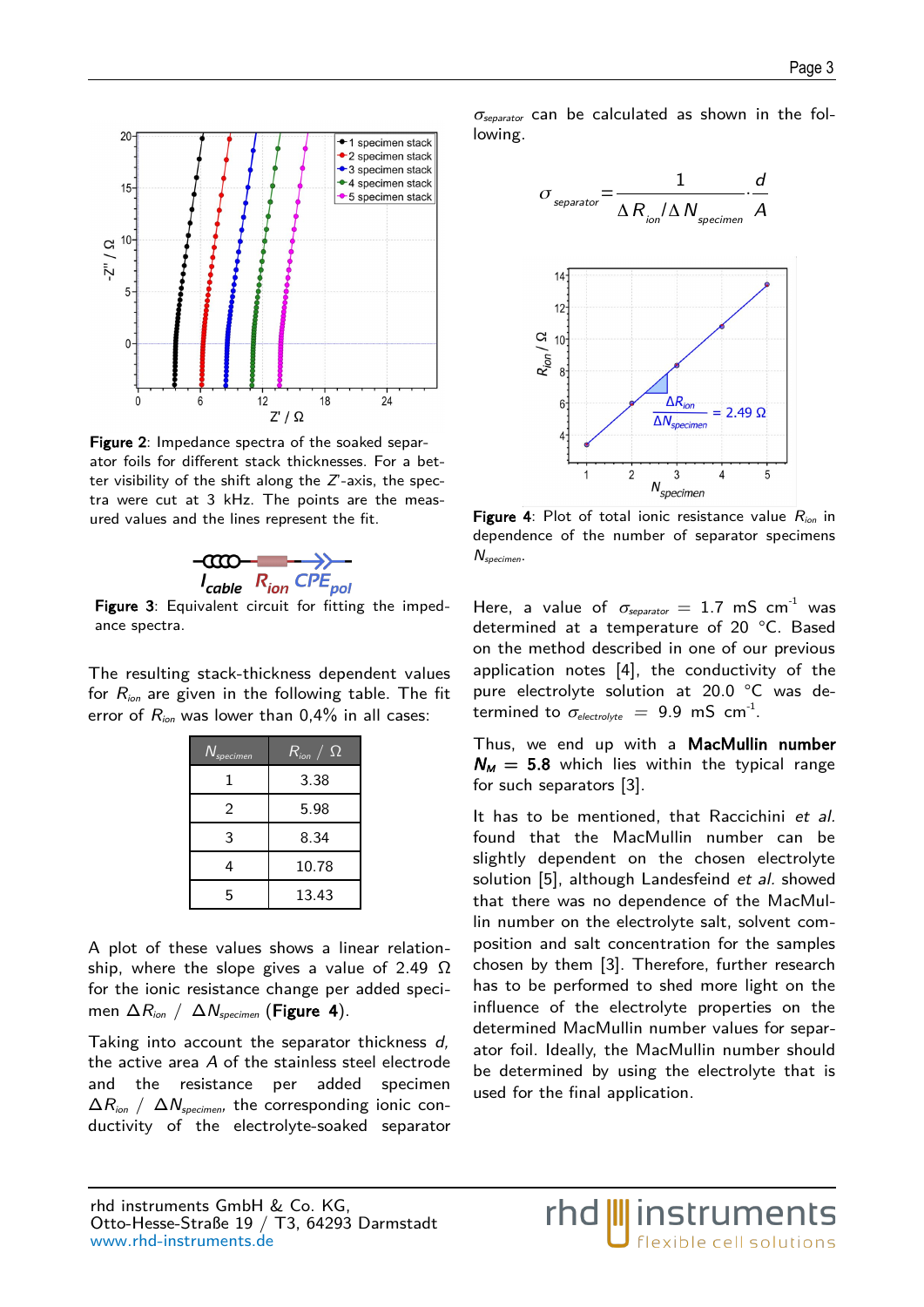Figure 2: Impedance spectra of the soaked separator foils for different stack thicknesses. For a better visibility of the shift along the $Z'$-axis, the spectra were cut at 3 kHz. The points are the measured values and the lines represent the fit.

Figure 3: Equivalent circuit for fitting the impedance spectra.

The resulting stack-thickness dependent values for $R_{ion}$ are given in the following table. The fit error of $R_{ion}$ was lower than 0,4% in all cases:

| $N_{specimen}$ | $R_{ion}$ / Ω |
|---|---|
| 1 | 3.38 |
| 2 | 5.98 |
| 3 | 8.34 |
| 4 | 10.78 |
| 5 | 13.43 |

A plot of these values shows a linear relationship, where the slope gives a value of 2.49 Ω for the ionic resistance change per added specimen $\Delta R_{ion}$ / $\Delta N_{specimen}$ (**Figure 4**).

Taking into account the separator thickness *d*, the active area *A* of the stainless steel electrode and the resistance per added specimen $\Delta R_{ion}$ / $\Delta N_{specimen}$, the corresponding ionic conductivity of the electrolyte-soaked separator $\sigma_{separator}$ can be calculated as shown in the following.

$$\sigma_{separator} = \frac{1}{\Delta R_{ion} / \Delta N_{specimen}} \cdot \frac{d}{A}$$

Figure 4: Plot of total ionic resistance value $R_{ion}$ in dependence of the number of separator specimens $N_{specimen}$.

Here, a value of $\sigma_{separator}$ = 1.7 mS cm$^{-1}$ was determined at a temperature of 20 °C. Based on the method described in one of our previous application notes [4], the conductivity of the pure electrolyte solution at 20.0 °C was determined to $\sigma_{electrolyte}$ = 9.9 mS cm$^{-1}$.

Thus, we end up with a **MacMullin number** $\boldsymbol{N_M}$ **= 5.8** which lies within the typical range for such separators [3].

It has to be mentioned, that Raccichini *et al.* found that the MacMullin number can be slightly dependent on the chosen electrolyte solution [5], although Landesfeind *et al.* showed that there was no dependence of the MacMullin number on the electrolyte salt, solvent composition and salt concentration for the samples chosen by them [3]. Therefore, further research has to be performed to shed more light on the influence of the electrolyte properties on the determined MacMullin number values for separator foil. Ideally, the MacMullin number should be determined by using the electrolyte that is used for the final application.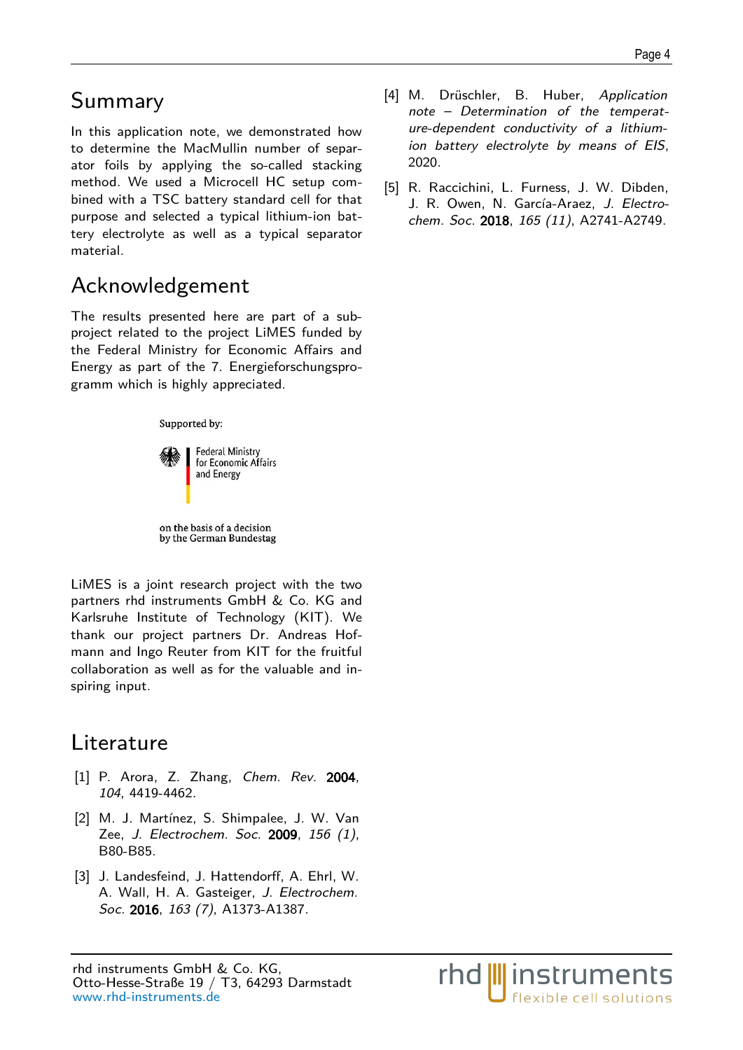## Summary

In this application note, we demonstrated how to determine the MacMullin number of separator foils by applying the so-called stacking method. We used a Microcell HC setup combined with a TSC battery standard cell for that purpose and selected a typical lithium-ion battery electrolyte as well as a typical separator material.

## Acknowledgement

The results presented here are part of a subproject related to the project LiMES funded by the Federal Ministry for Economic Affairs and Energy as part of the 7. Energieforschungsprogramm which is highly appreciated.

Supported by:

Federal Ministry for Economic Affairs and Energy

on the basis of a decision by the German Bundestag

LiMES is a joint research project with the two partners rhd instruments GmbH & Co. KG and Karlsruhe Institute of Technology (KIT). We thank our project partners Dr. Andreas Hofmann and Ingo Reuter from KIT for the fruitful collaboration as well as for the valuable and inspiring input.

## Literature

[1] P. Arora, Z. Zhang, *Chem. Rev.* **2004**, *104*, 4419-4462.

[2] M. J. Martínez, S. Shimpalee, J. W. Van Zee, *J. Electrochem. Soc.* **2009**, *156 (1)*, B80-B85.

[3] J. Landesfeind, J. Hattendorff, A. Ehrl, W. A. Wall, H. A. Gasteiger, *J. Electrochem. Soc.* **2016**, *163 (7)*, A1373-A1387.

[4] M. Drüschler, B. Huber, *Application note – Determination of the temperature-dependent conductivity of a lithium-ion battery electrolyte by means of EIS*, 2020.

[5] R. Raccichini, L. Furness, J. W. Dibden, J. R. Owen, N. García-Araez, *J. Electrochem. Soc.* **2018**, *165 (11)*, A2741-A2749.

rhd instruments GmbH & Co. KG,
Otto-Hesse-Straße 19 / T3, 64293 Darmstadt
www.rhd-instruments.de